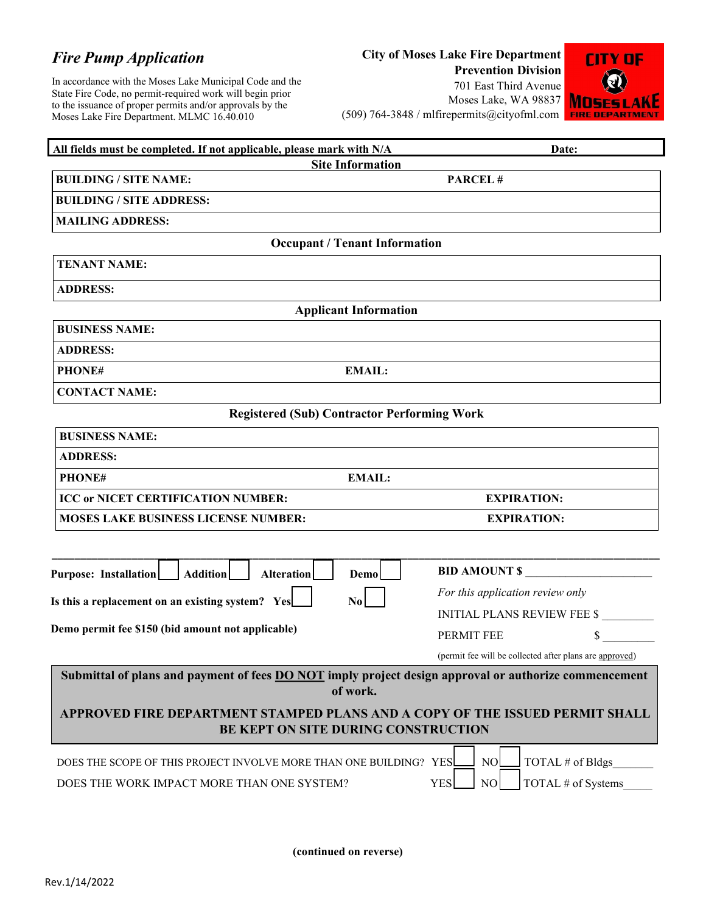# *Fire Pump Application*

In accordance with the Moses Lake Municipal Code and the State Fire Code, no permit-required work will begin prior to the issuance of proper permits and/or approvals by the Moses Lake Fire Department. MLMC 16.40.010

**City of Moses Lake Fire Department**
**Prevention Division**
701 East Third Avenue
Moses Lake, WA 98837
(509) 764-3848 / mlfirepermits@cityofml.com

**All fields must be completed. If not applicable, please mark with N/A** **Date:**

## Site Information

| | |
|---|---|
| **BUILDING / SITE NAME:** | **PARCEL #** |
| **BUILDING / SITE ADDRESS:** | |
| **MAILING ADDRESS:** | |

## Occupant / Tenant Information

| |
|---|
| **TENANT NAME:** |
| **ADDRESS:** |

## Applicant Information

| | |
|---|---|
| **BUSINESS NAME:** | |
| **ADDRESS:** | |
| **PHONE#** | **EMAIL:** |
| **CONTACT NAME:** | |

## Registered (Sub) Contractor Performing Work

| | |
|---|---|
| **BUSINESS NAME:** | |
| **ADDRESS:** | |
| **PHONE#** | **EMAIL:** |
| **ICC or NICET CERTIFICATION NUMBER:** | **EXPIRATION:** |
| **MOSES LAKE BUSINESS LICENSE NUMBER:** | **EXPIRATION:** |

**Purpose: Installation** ☐ **Addition** ☐ **Alteration** ☐ **Demo** ☐

**Is this a replacement on an existing system? Yes** ☐ **No** ☐

**Demo permit fee $150 (bid amount not applicable)**

**BID AMOUNT $** ____________________

*For this application review only*

INITIAL PLANS REVIEW FEE $ ________

PERMIT FEE $ ________

(permit fee will be collected after plans are approved)

**Submittal of plans and payment of fees DO NOT imply project design approval or authorize commencement of work.**

**APPROVED FIRE DEPARTMENT STAMPED PLANS AND A COPY OF THE ISSUED PERMIT SHALL BE KEPT ON SITE DURING CONSTRUCTION**

DOES THE SCOPE OF THIS PROJECT INVOLVE MORE THAN ONE BUILDING? YES ☐ NO ☐ TOTAL # of Bldgs_______

DOES THE WORK IMPACT MORE THAN ONE SYSTEM? YES ☐ NO ☐ TOTAL # of Systems_____

**(continued on reverse)**

Rev.1/14/2022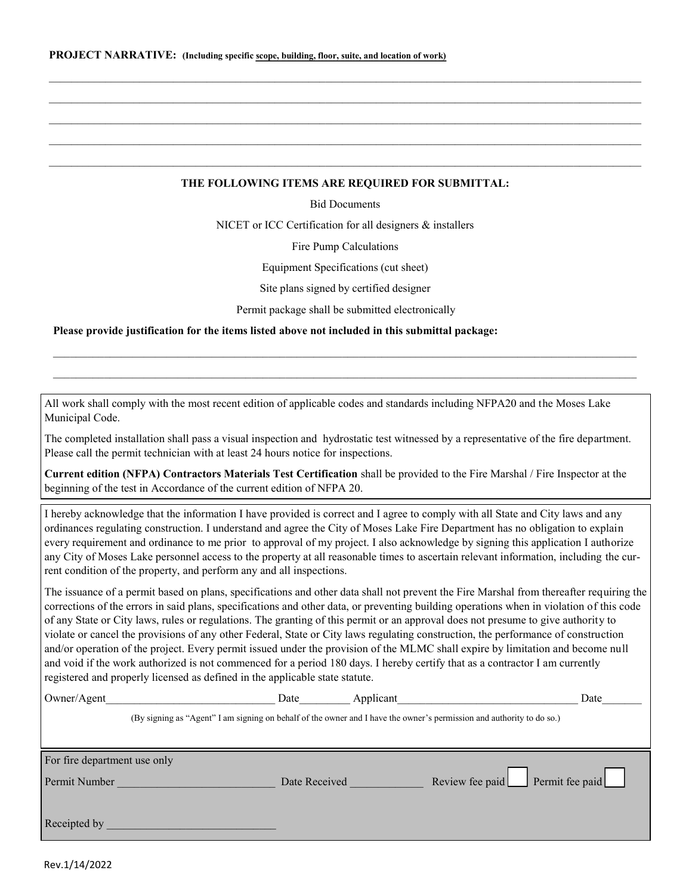**PROJECT NARRATIVE:** **(Including specific scope, building, floor, suite, and location of work)**

______________________________________________________________________________________________

______________________________________________________________________________________________

______________________________________________________________________________________________

______________________________________________________________________________________________

______________________________________________________________________________________________

**THE FOLLOWING ITEMS ARE REQUIRED FOR SUBMITTAL:**

Bid Documents

NICET or ICC Certification for all designers & installers

Fire Pump Calculations

Equipment Specifications (cut sheet)

Site plans signed by certified designer

Permit package shall be submitted electronically

**Please provide justification for the items listed above not included in this submittal package:**

______________________________________________________________________________________________

______________________________________________________________________________________________

All work shall comply with the most recent edition of applicable codes and standards including NFPA20 and the Moses Lake Municipal Code.

The completed installation shall pass a visual inspection and hydrostatic test witnessed by a representative of the fire department. Please call the permit technician with at least 24 hours notice for inspections.

**Current edition (NFPA) Contractors Materials Test Certification** shall be provided to the Fire Marshal / Fire Inspector at the beginning of the test in Accordance of the current edition of NFPA 20.

I hereby acknowledge that the information I have provided is correct and I agree to comply with all State and City laws and any ordinances regulating construction. I understand and agree the City of Moses Lake Fire Department has no obligation to explain every requirement and ordinance to me prior to approval of my project. I also acknowledge by signing this application I authorize any City of Moses Lake personnel access to the property at all reasonable times to ascertain relevant information, including the current condition of the property, and perform any and all inspections.

The issuance of a permit based on plans, specifications and other data shall not prevent the Fire Marshal from thereafter requiring the corrections of the errors in said plans, specifications and other data, or preventing building operations when in violation of this code of any State or City laws, rules or regulations. The granting of this permit or an approval does not presume to give authority to violate or cancel the provisions of any other Federal, State or City laws regulating construction, the performance of construction and/or operation of the project. Every permit issued under the provision of the MLMC shall expire by limitation and become null and void if the work authorized is not commenced for a period 180 days. I hereby certify that as a contractor I am currently registered and properly licensed as defined in the applicable state statute.

Owner/Agent______________________________ Date_________ Applicant________________________________ Date_______

(By signing as "Agent" I am signing on behalf of the owner and I have the owner's permission and authority to do so.)

For fire department use only

Permit Number ____________________________ Date Received _____________ Review fee paid ☐ Permit fee paid ☐

Receipted by ______________________________

Rev.1/14/2022